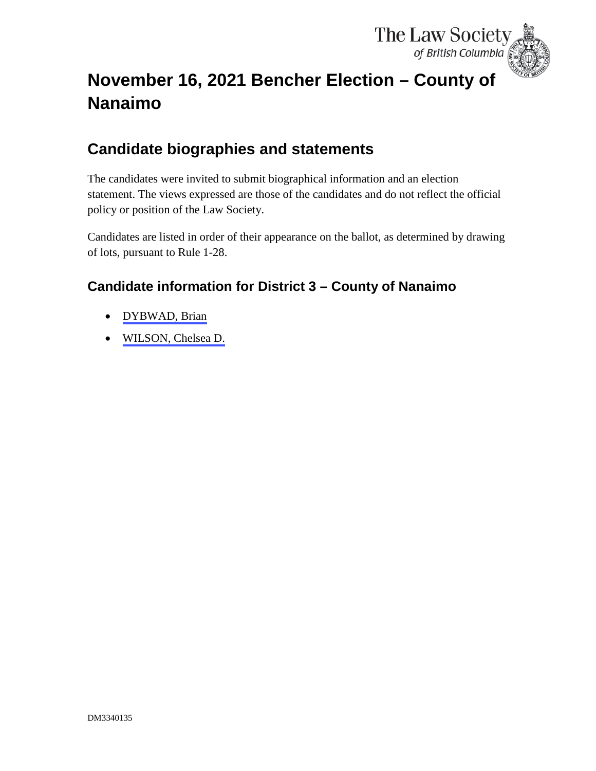# November 16, 2021 Bencher Election – County of Nanaimo

## Candidate biographies and statements

The candidates were invited to submit biographical information and an election statement. The views expressed are those of the candidates and do not reflect the official policy or position of the Law Society.

Candidates are listed in order of their appearance on the ballot, as determined by drawing of lots, pursuant to Rule 1-28.

### Candidate information for District 3 – County of Nanaimo

- DYBWAD, Brian
- WILSON, Chelsea D.

DM3340135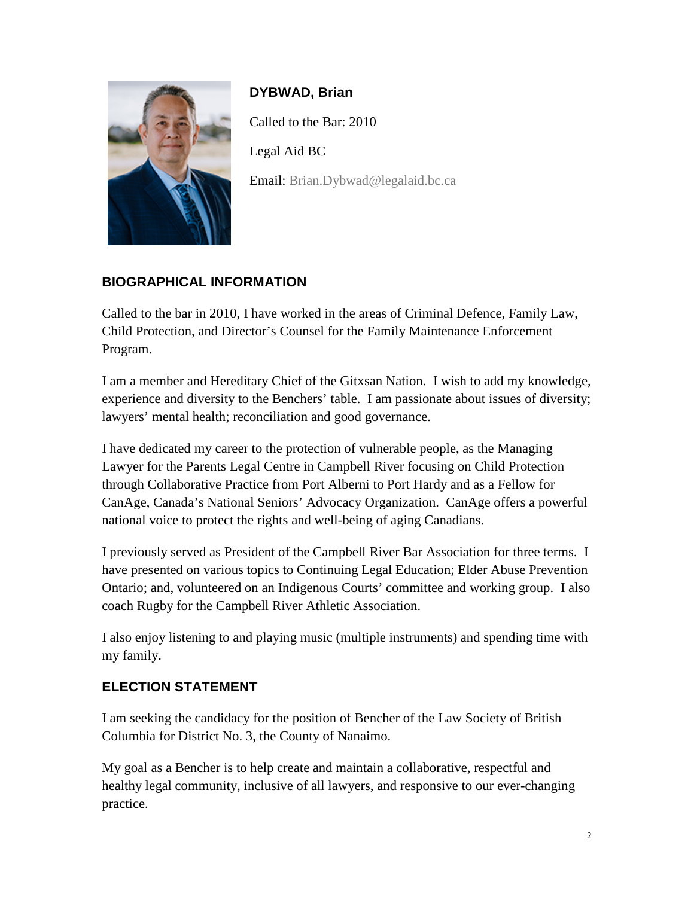**DYBWAD, Brian**

Called to the Bar: 2010

Legal Aid BC

Email: Brian.Dybwad@legalaid.bc.ca

## BIOGRAPHICAL INFORMATION

Called to the bar in 2010, I have worked in the areas of Criminal Defence, Family Law, Child Protection, and Director's Counsel for the Family Maintenance Enforcement Program.

I am a member and Hereditary Chief of the Gitxsan Nation. I wish to add my knowledge, experience and diversity to the Benchers' table. I am passionate about issues of diversity; lawyers' mental health; reconciliation and good governance.

I have dedicated my career to the protection of vulnerable people, as the Managing Lawyer for the Parents Legal Centre in Campbell River focusing on Child Protection through Collaborative Practice from Port Alberni to Port Hardy and as a Fellow for CanAge, Canada's National Seniors' Advocacy Organization. CanAge offers a powerful national voice to protect the rights and well-being of aging Canadians.

I previously served as President of the Campbell River Bar Association for three terms. I have presented on various topics to Continuing Legal Education; Elder Abuse Prevention Ontario; and, volunteered on an Indigenous Courts' committee and working group. I also coach Rugby for the Campbell River Athletic Association.

I also enjoy listening to and playing music (multiple instruments) and spending time with my family.

## ELECTION STATEMENT

I am seeking the candidacy for the position of Bencher of the Law Society of British Columbia for District No. 3, the County of Nanaimo.

My goal as a Bencher is to help create and maintain a collaborative, respectful and healthy legal community, inclusive of all lawyers, and responsive to our ever-changing practice.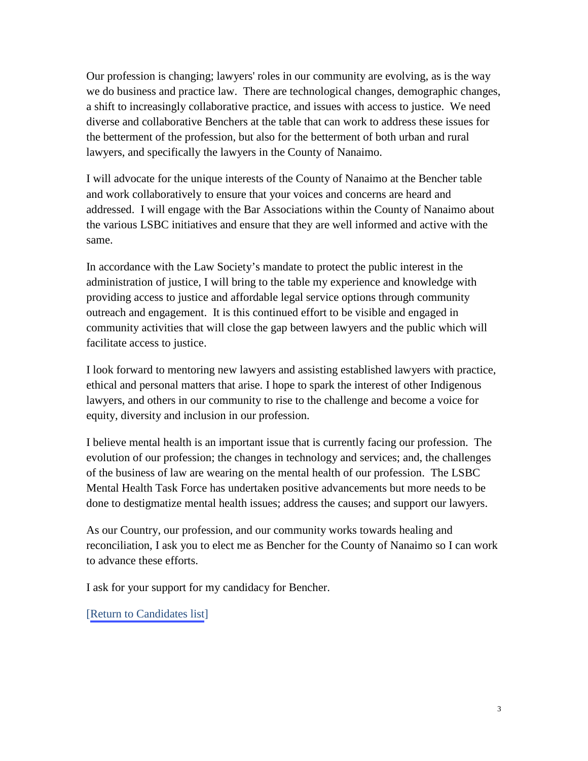Our profession is changing; lawyers' roles in our community are evolving, as is the way we do business and practice law. There are technological changes, demographic changes, a shift to increasingly collaborative practice, and issues with access to justice. We need diverse and collaborative Benchers at the table that can work to address these issues for the betterment of the profession, but also for the betterment of both urban and rural lawyers, and specifically the lawyers in the County of Nanaimo.

I will advocate for the unique interests of the County of Nanaimo at the Bencher table and work collaboratively to ensure that your voices and concerns are heard and addressed. I will engage with the Bar Associations within the County of Nanaimo about the various LSBC initiatives and ensure that they are well informed and active with the same.

In accordance with the Law Society's mandate to protect the public interest in the administration of justice, I will bring to the table my experience and knowledge with providing access to justice and affordable legal service options through community outreach and engagement. It is this continued effort to be visible and engaged in community activities that will close the gap between lawyers and the public which will facilitate access to justice.

I look forward to mentoring new lawyers and assisting established lawyers with practice, ethical and personal matters that arise. I hope to spark the interest of other Indigenous lawyers, and others in our community to rise to the challenge and become a voice for equity, diversity and inclusion in our profession.

I believe mental health is an important issue that is currently facing our profession. The evolution of our profession; the changes in technology and services; and, the challenges of the business of law are wearing on the mental health of our profession. The LSBC Mental Health Task Force has undertaken positive advancements but more needs to be done to destigmatize mental health issues; address the causes; and support our lawyers.

As our Country, our profession, and our community works towards healing and reconciliation, I ask you to elect me as Bencher for the County of Nanaimo so I can work to advance these efforts.

I ask for your support for my candidacy for Bencher.

[Return to Candidates list]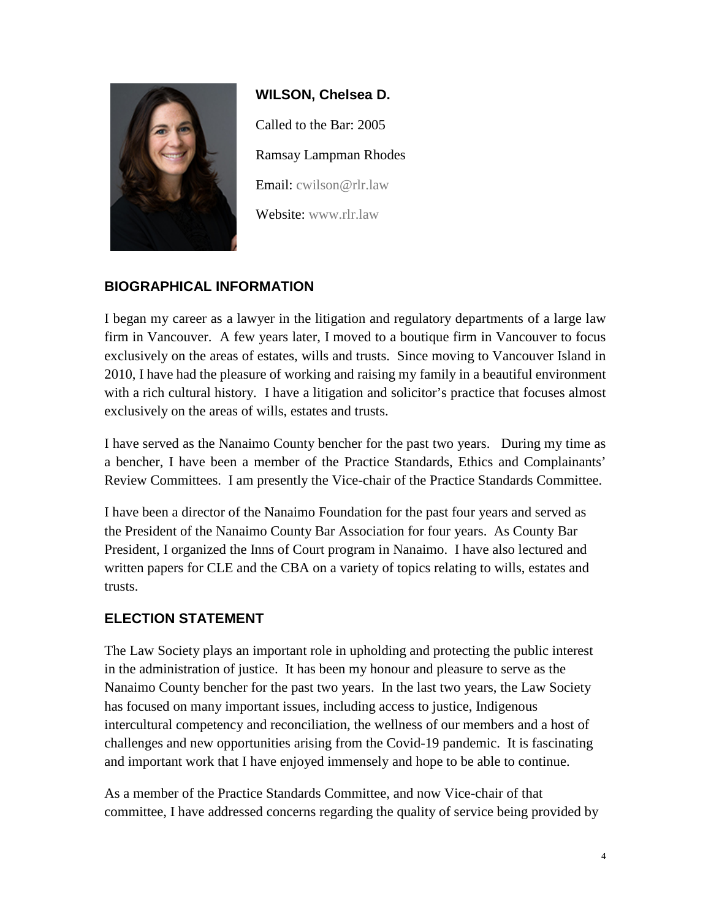**WILSON, Chelsea D.**

Called to the Bar: 2005

Ramsay Lampman Rhodes

Email: cwilson@rlr.law

Website: www.rlr.law

## BIOGRAPHICAL INFORMATION

I began my career as a lawyer in the litigation and regulatory departments of a large law firm in Vancouver. A few years later, I moved to a boutique firm in Vancouver to focus exclusively on the areas of estates, wills and trusts. Since moving to Vancouver Island in 2010, I have had the pleasure of working and raising my family in a beautiful environment with a rich cultural history. I have a litigation and solicitor's practice that focuses almost exclusively on the areas of wills, estates and trusts.

I have served as the Nanaimo County bencher for the past two years. During my time as a bencher, I have been a member of the Practice Standards, Ethics and Complainants' Review Committees. I am presently the Vice-chair of the Practice Standards Committee.

I have been a director of the Nanaimo Foundation for the past four years and served as the President of the Nanaimo County Bar Association for four years. As County Bar President, I organized the Inns of Court program in Nanaimo. I have also lectured and written papers for CLE and the CBA on a variety of topics relating to wills, estates and trusts.

## ELECTION STATEMENT

The Law Society plays an important role in upholding and protecting the public interest in the administration of justice. It has been my honour and pleasure to serve as the Nanaimo County bencher for the past two years. In the last two years, the Law Society has focused on many important issues, including access to justice, Indigenous intercultural competency and reconciliation, the wellness of our members and a host of challenges and new opportunities arising from the Covid-19 pandemic. It is fascinating and important work that I have enjoyed immensely and hope to be able to continue.

As a member of the Practice Standards Committee, and now Vice-chair of that committee, I have addressed concerns regarding the quality of service being provided by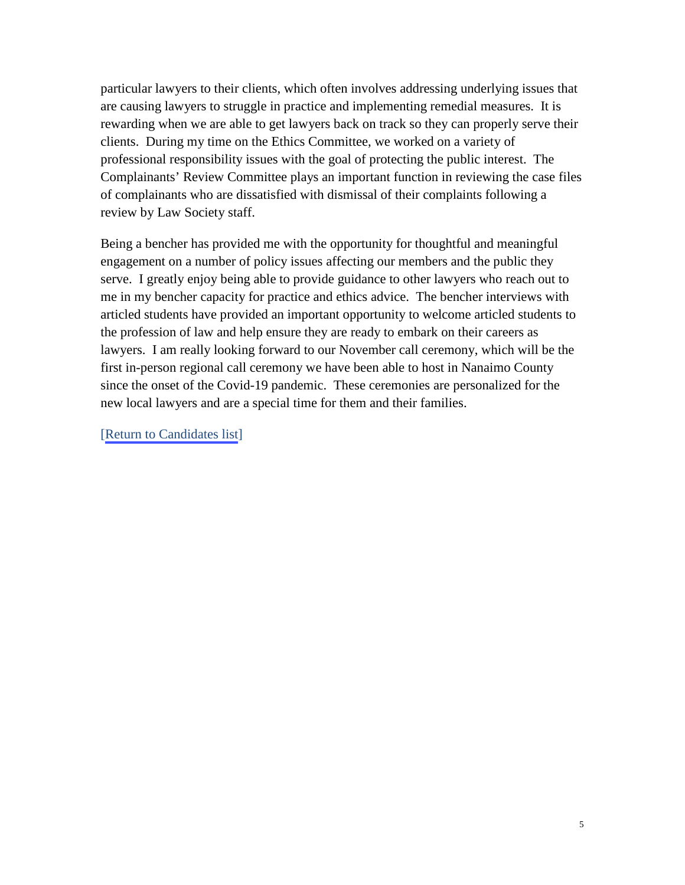particular lawyers to their clients, which often involves addressing underlying issues that are causing lawyers to struggle in practice and implementing remedial measures. It is rewarding when we are able to get lawyers back on track so they can properly serve their clients. During my time on the Ethics Committee, we worked on a variety of professional responsibility issues with the goal of protecting the public interest. The Complainants' Review Committee plays an important function in reviewing the case files of complainants who are dissatisfied with dismissal of their complaints following a review by Law Society staff.

Being a bencher has provided me with the opportunity for thoughtful and meaningful engagement on a number of policy issues affecting our members and the public they serve. I greatly enjoy being able to provide guidance to other lawyers who reach out to me in my bencher capacity for practice and ethics advice. The bencher interviews with articled students have provided an important opportunity to welcome articled students to the profession of law and help ensure they are ready to embark on their careers as lawyers. I am really looking forward to our November call ceremony, which will be the first in-person regional call ceremony we have been able to host in Nanaimo County since the onset of the Covid-19 pandemic. These ceremonies are personalized for the new local lawyers and are a special time for them and their families.

[Return to Candidates list]